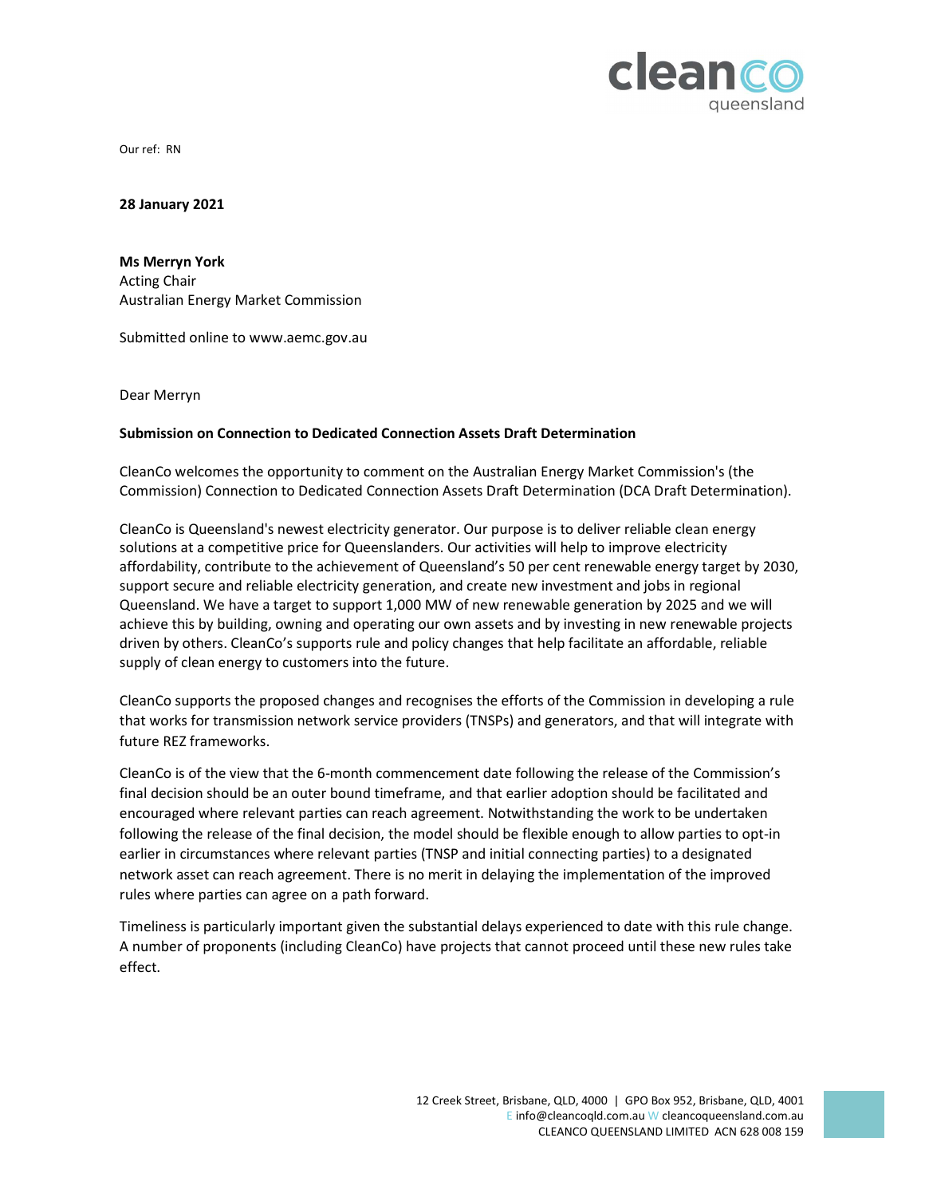Our ref: RN

**28 January 2021**

**Ms Merryn York**
Acting Chair
Australian Energy Market Commission

Submitted online to www.aemc.gov.au

Dear Merryn

**Submission on Connection to Dedicated Connection Assets Draft Determination**

CleanCo welcomes the opportunity to comment on the Australian Energy Market Commission's (the Commission) Connection to Dedicated Connection Assets Draft Determination (DCA Draft Determination).

CleanCo is Queensland's newest electricity generator. Our purpose is to deliver reliable clean energy solutions at a competitive price for Queenslanders. Our activities will help to improve electricity affordability, contribute to the achievement of Queensland's 50 per cent renewable energy target by 2030, support secure and reliable electricity generation, and create new investment and jobs in regional Queensland. We have a target to support 1,000 MW of new renewable generation by 2025 and we will achieve this by building, owning and operating our own assets and by investing in new renewable projects driven by others. CleanCo's supports rule and policy changes that help facilitate an affordable, reliable supply of clean energy to customers into the future.

CleanCo supports the proposed changes and recognises the efforts of the Commission in developing a rule that works for transmission network service providers (TNSPs) and generators, and that will integrate with future REZ frameworks.

CleanCo is of the view that the 6-month commencement date following the release of the Commission's final decision should be an outer bound timeframe, and that earlier adoption should be facilitated and encouraged where relevant parties can reach agreement. Notwithstanding the work to be undertaken following the release of the final decision, the model should be flexible enough to allow parties to opt-in earlier in circumstances where relevant parties (TNSP and initial connecting parties) to a designated network asset can reach agreement. There is no merit in delaying the implementation of the improved rules where parties can agree on a path forward.

Timeliness is particularly important given the substantial delays experienced to date with this rule change. A number of proponents (including CleanCo) have projects that cannot proceed until these new rules take effect.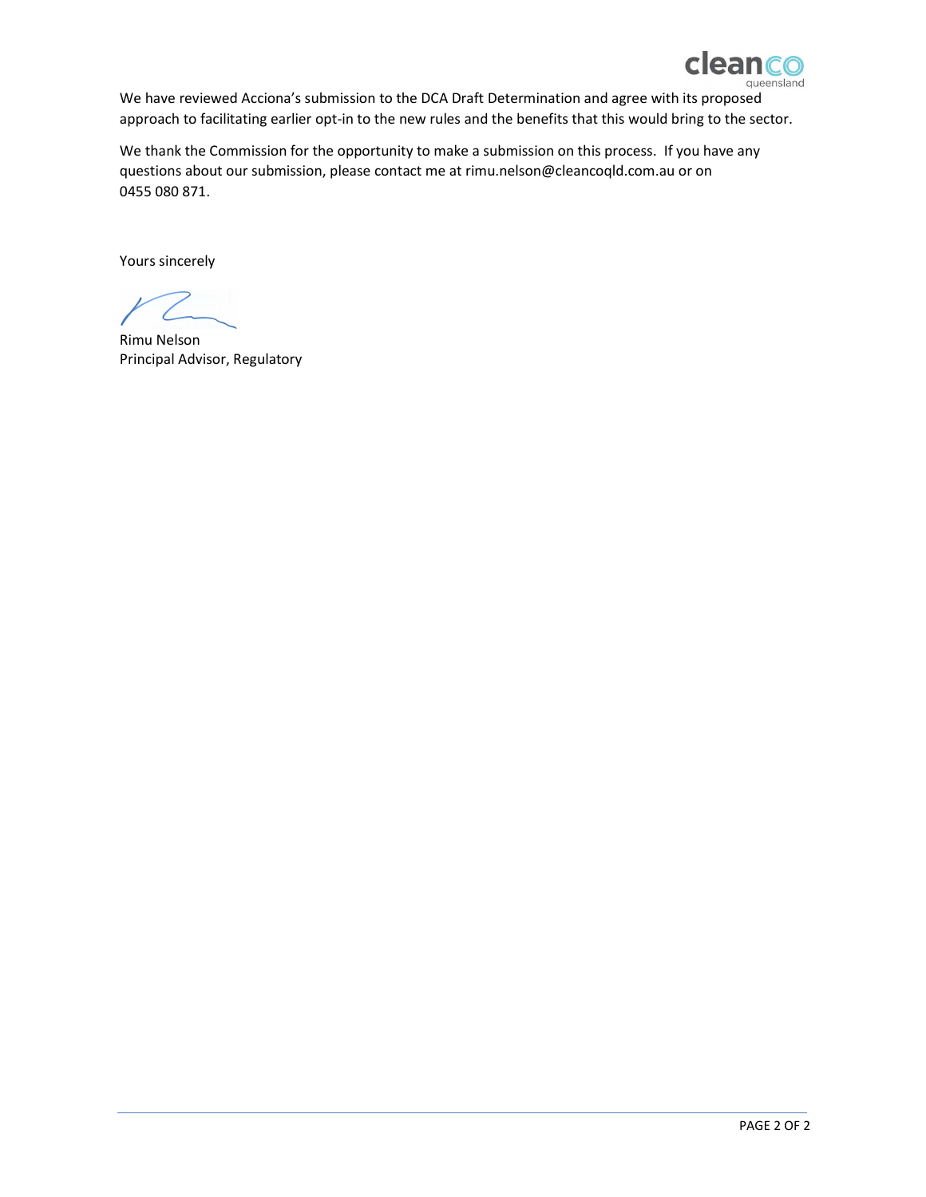We have reviewed Acciona's submission to the DCA Draft Determination and agree with its proposed approach to facilitating earlier opt-in to the new rules and the benefits that this would bring to the sector.

We thank the Commission for the opportunity to make a submission on this process. If you have any questions about our submission, please contact me at rimu.nelson@cleancoqld.com.au or on 0455 080 871.

Yours sincerely

Rimu Nelson
Principal Advisor, Regulatory